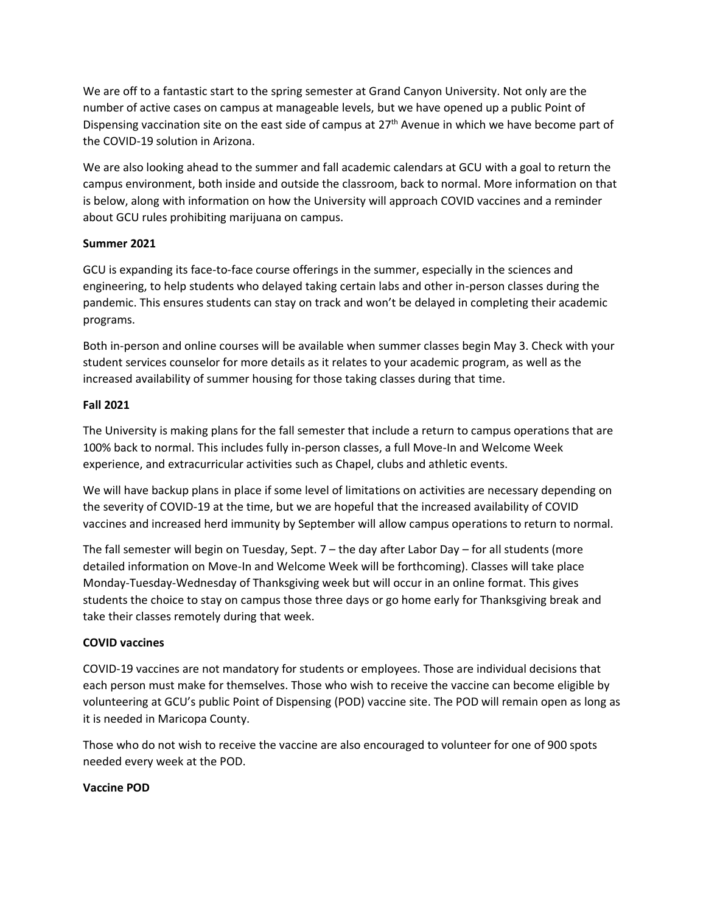We are off to a fantastic start to the spring semester at Grand Canyon University. Not only are the number of active cases on campus at manageable levels, but we have opened up a public Point of Dispensing vaccination site on the east side of campus at 27th Avenue in which we have become part of the COVID-19 solution in Arizona.

We are also looking ahead to the summer and fall academic calendars at GCU with a goal to return the campus environment, both inside and outside the classroom, back to normal. More information on that is below, along with information on how the University will approach COVID vaccines and a reminder about GCU rules prohibiting marijuana on campus.

**Summer 2021**

GCU is expanding its face-to-face course offerings in the summer, especially in the sciences and engineering, to help students who delayed taking certain labs and other in-person classes during the pandemic. This ensures students can stay on track and won't be delayed in completing their academic programs.

Both in-person and online courses will be available when summer classes begin May 3. Check with your student services counselor for more details as it relates to your academic program, as well as the increased availability of summer housing for those taking classes during that time.

**Fall 2021**

The University is making plans for the fall semester that include a return to campus operations that are 100% back to normal. This includes fully in-person classes, a full Move-In and Welcome Week experience, and extracurricular activities such as Chapel, clubs and athletic events.

We will have backup plans in place if some level of limitations on activities are necessary depending on the severity of COVID-19 at the time, but we are hopeful that the increased availability of COVID vaccines and increased herd immunity by September will allow campus operations to return to normal.

The fall semester will begin on Tuesday, Sept. 7 – the day after Labor Day – for all students (more detailed information on Move-In and Welcome Week will be forthcoming). Classes will take place Monday-Tuesday-Wednesday of Thanksgiving week but will occur in an online format. This gives students the choice to stay on campus those three days or go home early for Thanksgiving break and take their classes remotely during that week.

**COVID vaccines**

COVID-19 vaccines are not mandatory for students or employees. Those are individual decisions that each person must make for themselves. Those who wish to receive the vaccine can become eligible by volunteering at GCU's public Point of Dispensing (POD) vaccine site. The POD will remain open as long as it is needed in Maricopa County.

Those who do not wish to receive the vaccine are also encouraged to volunteer for one of 900 spots needed every week at the POD.

**Vaccine POD**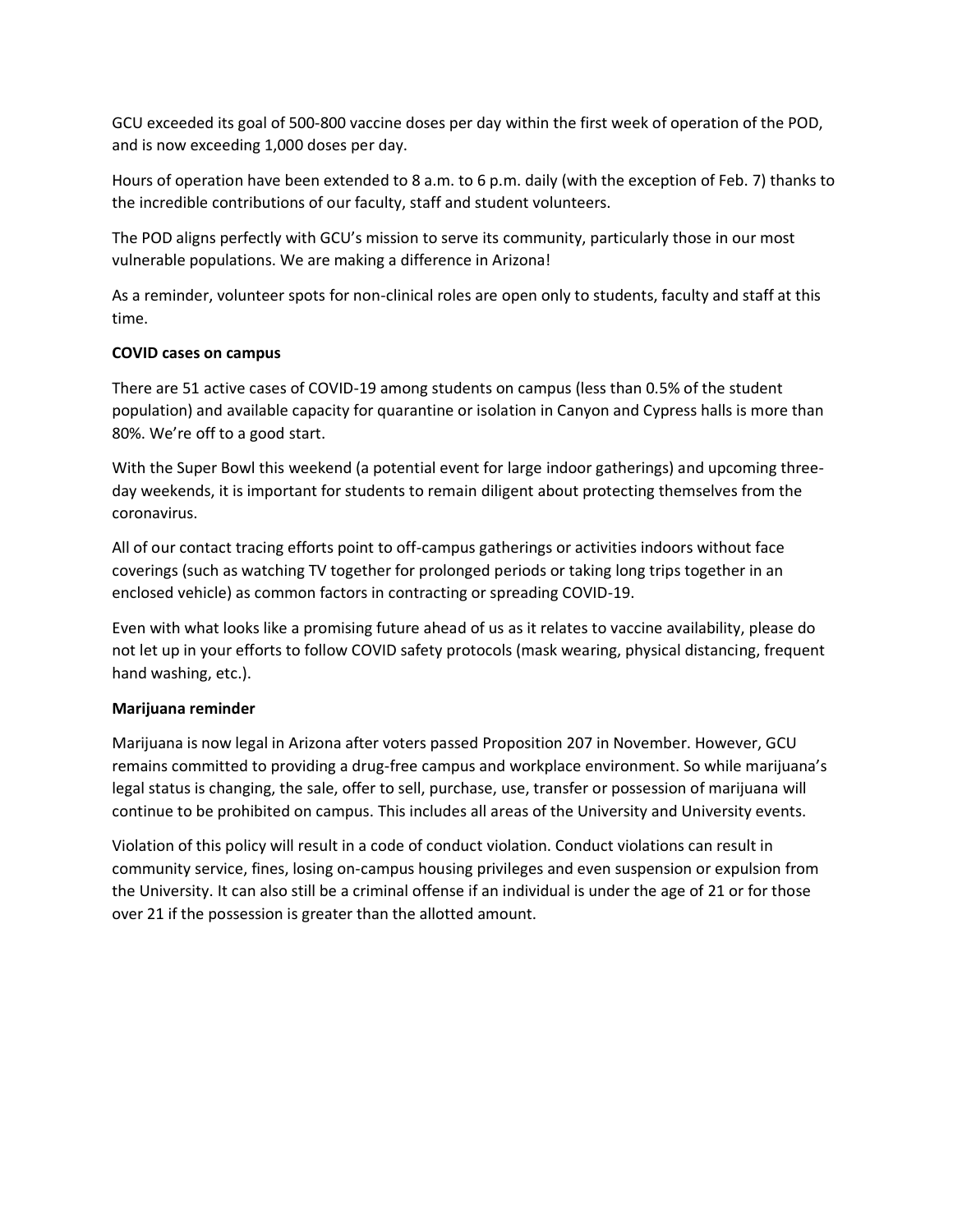GCU exceeded its goal of 500-800 vaccine doses per day within the first week of operation of the POD, and is now exceeding 1,000 doses per day.

Hours of operation have been extended to 8 a.m. to 6 p.m. daily (with the exception of Feb. 7) thanks to the incredible contributions of our faculty, staff and student volunteers.

The POD aligns perfectly with GCU's mission to serve its community, particularly those in our most vulnerable populations. We are making a difference in Arizona!

As a reminder, volunteer spots for non-clinical roles are open only to students, faculty and staff at this time.

**COVID cases on campus**

There are 51 active cases of COVID-19 among students on campus (less than 0.5% of the student population) and available capacity for quarantine or isolation in Canyon and Cypress halls is more than 80%. We're off to a good start.

With the Super Bowl this weekend (a potential event for large indoor gatherings) and upcoming three-day weekends, it is important for students to remain diligent about protecting themselves from the coronavirus.

All of our contact tracing efforts point to off-campus gatherings or activities indoors without face coverings (such as watching TV together for prolonged periods or taking long trips together in an enclosed vehicle) as common factors in contracting or spreading COVID-19.

Even with what looks like a promising future ahead of us as it relates to vaccine availability, please do not let up in your efforts to follow COVID safety protocols (mask wearing, physical distancing, frequent hand washing, etc.).

**Marijuana reminder**

Marijuana is now legal in Arizona after voters passed Proposition 207 in November. However, GCU remains committed to providing a drug-free campus and workplace environment. So while marijuana's legal status is changing, the sale, offer to sell, purchase, use, transfer or possession of marijuana will continue to be prohibited on campus. This includes all areas of the University and University events.

Violation of this policy will result in a code of conduct violation. Conduct violations can result in community service, fines, losing on-campus housing privileges and even suspension or expulsion from the University. It can also still be a criminal offense if an individual is under the age of 21 or for those over 21 if the possession is greater than the allotted amount.